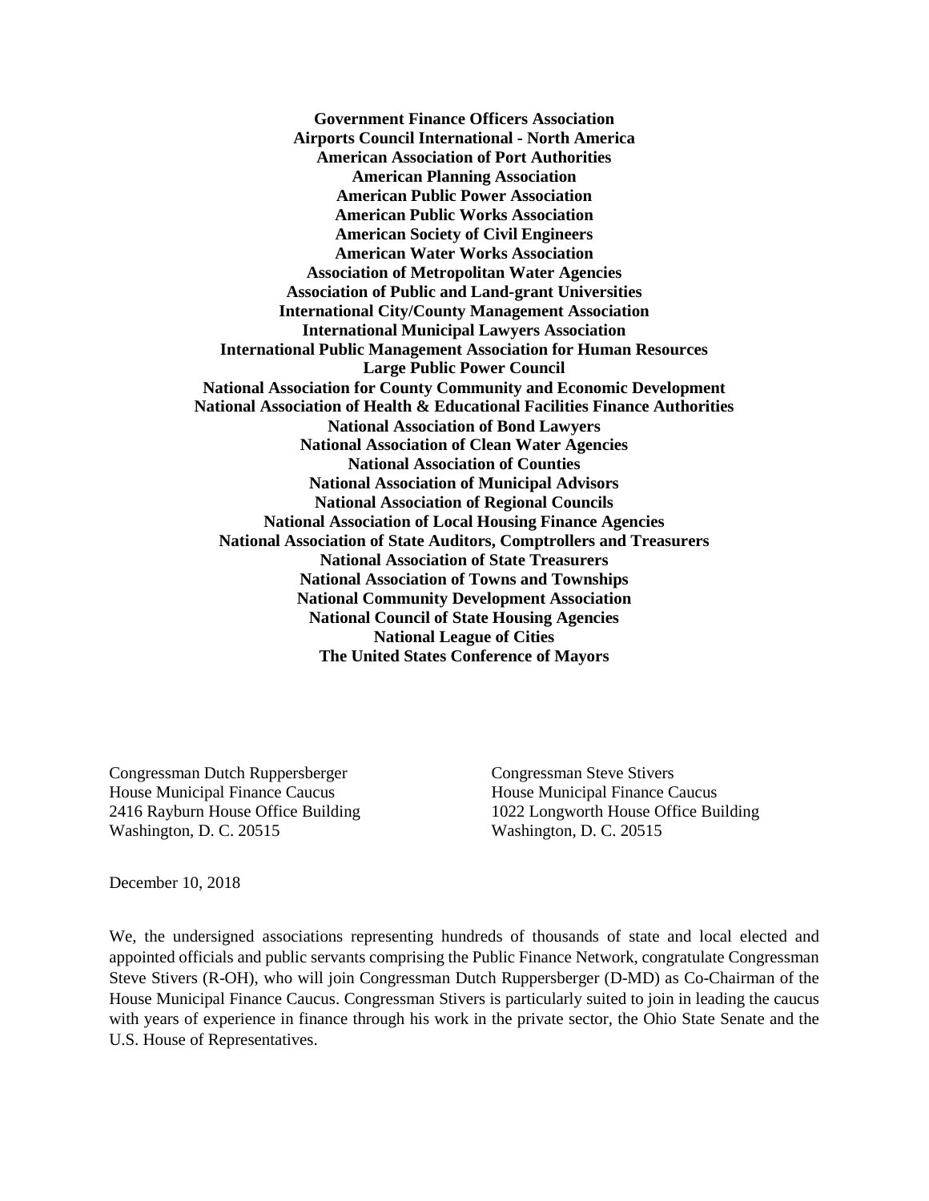**Government Finance Officers Association**
**Airports Council International - North America**
**American Association of Port Authorities**
**American Planning Association**
**American Public Power Association**
**American Public Works Association**
**American Society of Civil Engineers**
**American Water Works Association**
**Association of Metropolitan Water Agencies**
**Association of Public and Land-grant Universities**
**International City/County Management Association**
**International Municipal Lawyers Association**
**International Public Management Association for Human Resources**
**Large Public Power Council**
**National Association for County Community and Economic Development**
**National Association of Health & Educational Facilities Finance Authorities**
**National Association of Bond Lawyers**
**National Association of Clean Water Agencies**
**National Association of Counties**
**National Association of Municipal Advisors**
**National Association of Regional Councils**
**National Association of Local Housing Finance Agencies**
**National Association of State Auditors, Comptrollers and Treasurers**
**National Association of State Treasurers**
**National Association of Towns and Townships**
**National Community Development Association**
**National Council of State Housing Agencies**
**National League of Cities**
**The United States Conference of Mayors**

Congressman Dutch Ruppersberger
House Municipal Finance Caucus
2416 Rayburn House Office Building
Washington, D. C. 20515

Congressman Steve Stivers
House Municipal Finance Caucus
1022 Longworth House Office Building
Washington, D. C. 20515

December 10, 2018

We, the undersigned associations representing hundreds of thousands of state and local elected and appointed officials and public servants comprising the Public Finance Network, congratulate Congressman Steve Stivers (R-OH), who will join Congressman Dutch Ruppersberger (D-MD) as Co-Chairman of the House Municipal Finance Caucus. Congressman Stivers is particularly suited to join in leading the caucus with years of experience in finance through his work in the private sector, the Ohio State Senate and the U.S. House of Representatives.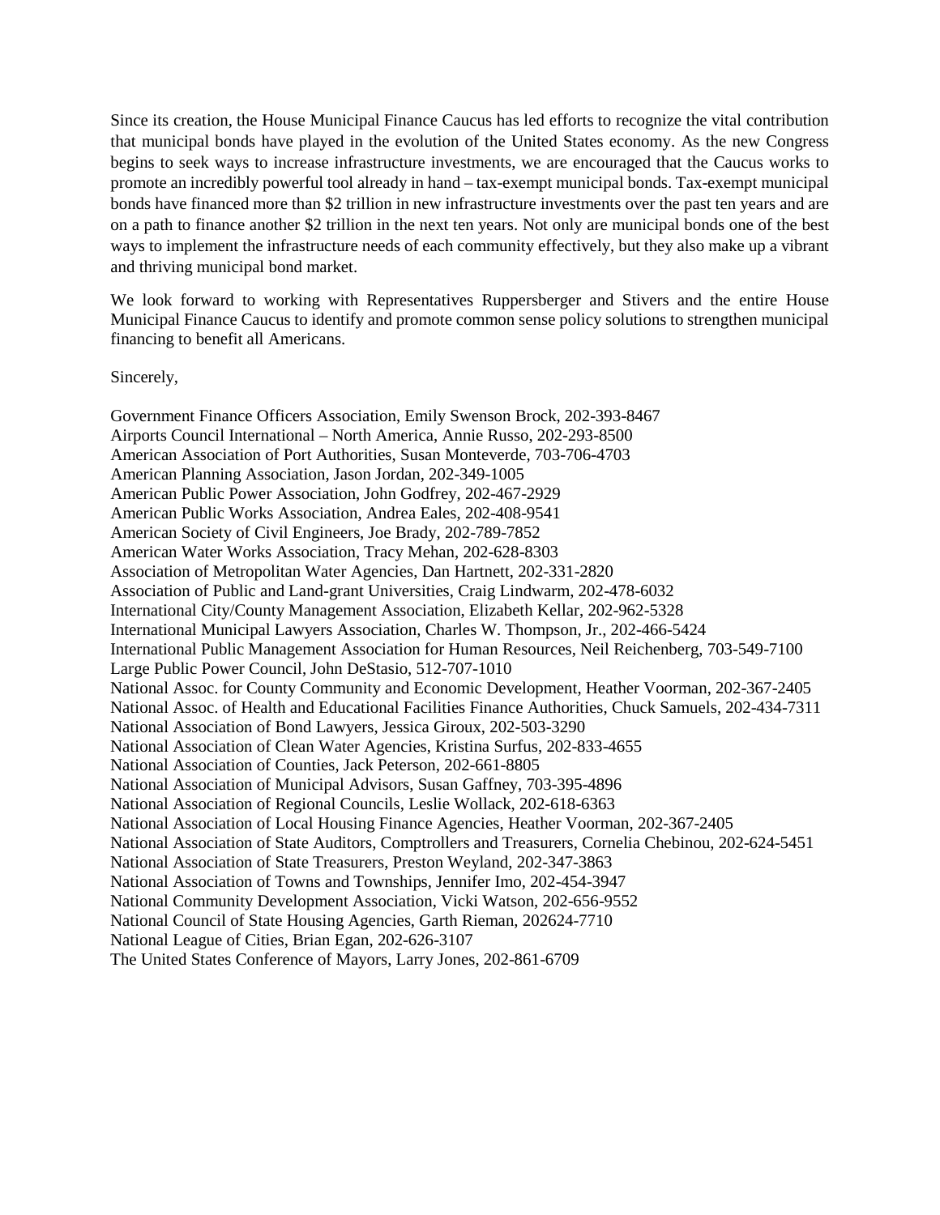Since its creation, the House Municipal Finance Caucus has led efforts to recognize the vital contribution that municipal bonds have played in the evolution of the United States economy. As the new Congress begins to seek ways to increase infrastructure investments, we are encouraged that the Caucus works to promote an incredibly powerful tool already in hand – tax-exempt municipal bonds. Tax-exempt municipal bonds have financed more than $2 trillion in new infrastructure investments over the past ten years and are on a path to finance another $2 trillion in the next ten years. Not only are municipal bonds one of the best ways to implement the infrastructure needs of each community effectively, but they also make up a vibrant and thriving municipal bond market.

We look forward to working with Representatives Ruppersberger and Stivers and the entire House Municipal Finance Caucus to identify and promote common sense policy solutions to strengthen municipal financing to benefit all Americans.

Sincerely,

Government Finance Officers Association, Emily Swenson Brock, 202-393-8467
Airports Council International – North America, Annie Russo, 202-293-8500
American Association of Port Authorities, Susan Monteverde, 703-706-4703
American Planning Association, Jason Jordan, 202-349-1005
American Public Power Association, John Godfrey, 202-467-2929
American Public Works Association, Andrea Eales, 202-408-9541
American Society of Civil Engineers, Joe Brady, 202-789-7852
American Water Works Association, Tracy Mehan, 202-628-8303
Association of Metropolitan Water Agencies, Dan Hartnett, 202-331-2820
Association of Public and Land-grant Universities, Craig Lindwarm, 202-478-6032
International City/County Management Association, Elizabeth Kellar, 202-962-5328
International Municipal Lawyers Association, Charles W. Thompson, Jr., 202-466-5424
International Public Management Association for Human Resources, Neil Reichenberg, 703-549-7100
Large Public Power Council, John DeStasio, 512-707-1010
National Assoc. for County Community and Economic Development, Heather Voorman, 202-367-2405
National Assoc. of Health and Educational Facilities Finance Authorities, Chuck Samuels, 202-434-7311
National Association of Bond Lawyers, Jessica Giroux, 202-503-3290
National Association of Clean Water Agencies, Kristina Surfus, 202-833-4655
National Association of Counties, Jack Peterson, 202-661-8805
National Association of Municipal Advisors, Susan Gaffney, 703-395-4896
National Association of Regional Councils, Leslie Wollack, 202-618-6363
National Association of Local Housing Finance Agencies, Heather Voorman, 202-367-2405
National Association of State Auditors, Comptrollers and Treasurers, Cornelia Chebinou, 202-624-5451
National Association of State Treasurers, Preston Weyland, 202-347-3863
National Association of Towns and Townships, Jennifer Imo, 202-454-3947
National Community Development Association, Vicki Watson, 202-656-9552
National Council of State Housing Agencies, Garth Rieman, 202624-7710
National League of Cities, Brian Egan, 202-626-3107
The United States Conference of Mayors, Larry Jones, 202-861-6709